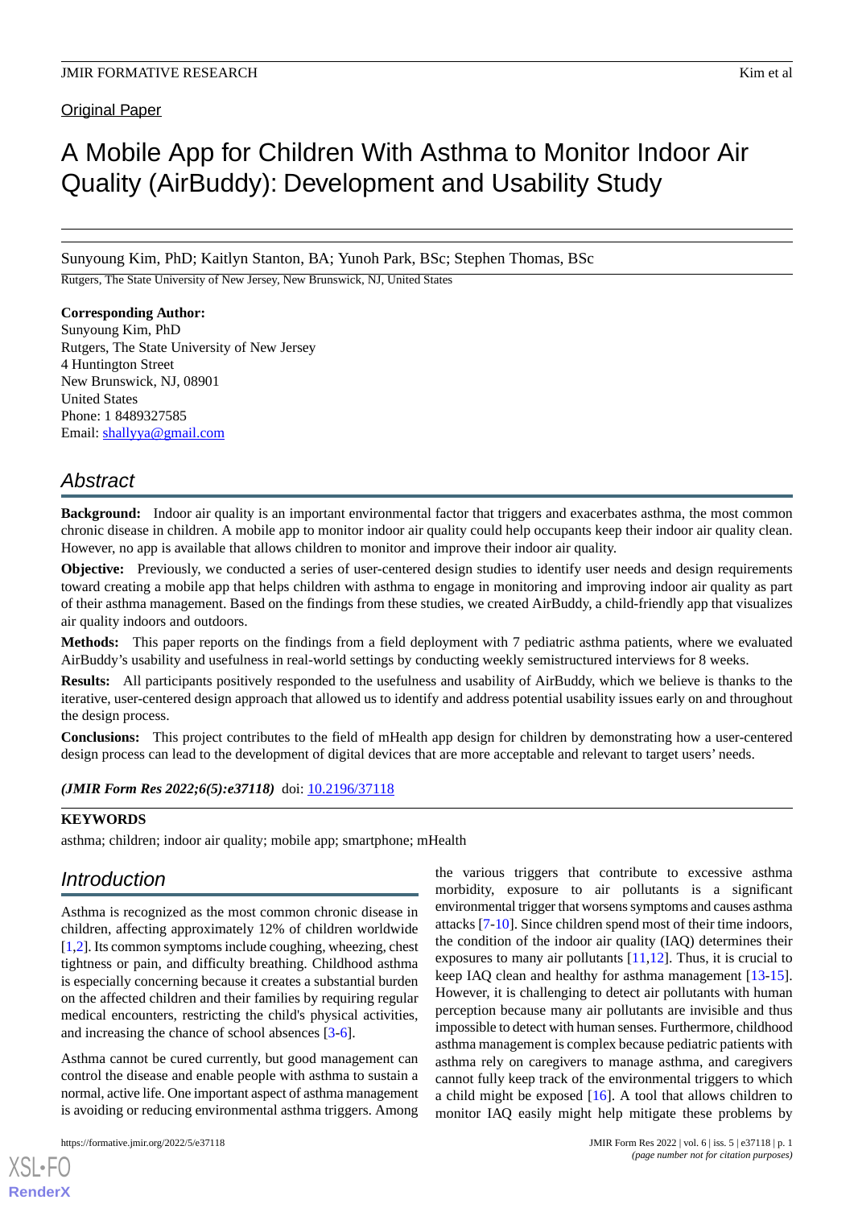Original Paper

# A Mobile App for Children With Asthma to Monitor Indoor Air Quality (AirBuddy): Development and Usability Study

Sunyoung Kim, PhD; Kaitlyn Stanton, BA; Yunoh Park, BSc; Stephen Thomas, BSc

Rutgers, The State University of New Jersey, New Brunswick, NJ, United States

**Corresponding Author:**
Sunyoung Kim, PhD
Rutgers, The State University of New Jersey
4 Huntington Street
New Brunswick, NJ, 08901
United States
Phone: 1 8489327585
Email: shallyya@gmail.com

## Abstract

**Background:** Indoor air quality is an important environmental factor that triggers and exacerbates asthma, the most common chronic disease in children. A mobile app to monitor indoor air quality could help occupants keep their indoor air quality clean. However, no app is available that allows children to monitor and improve their indoor air quality.

**Objective:** Previously, we conducted a series of user-centered design studies to identify user needs and design requirements toward creating a mobile app that helps children with asthma to engage in monitoring and improving indoor air quality as part of their asthma management. Based on the findings from these studies, we created AirBuddy, a child-friendly app that visualizes air quality indoors and outdoors.

**Methods:** This paper reports on the findings from a field deployment with 7 pediatric asthma patients, where we evaluated AirBuddy's usability and usefulness in real-world settings by conducting weekly semistructured interviews for 8 weeks.

**Results:** All participants positively responded to the usefulness and usability of AirBuddy, which we believe is thanks to the iterative, user-centered design approach that allowed us to identify and address potential usability issues early on and throughout the design process.

**Conclusions:** This project contributes to the field of mHealth app design for children by demonstrating how a user-centered design process can lead to the development of digital devices that are more acceptable and relevant to target users' needs.

***(JMIR Form Res 2022;6(5):e37118)*** doi: 10.2196/37118

**KEYWORDS**

asthma; children; indoor air quality; mobile app; smartphone; mHealth

## Introduction

Asthma is recognized as the most common chronic disease in children, affecting approximately 12% of children worldwide [1,2]. Its common symptoms include coughing, wheezing, chest tightness or pain, and difficulty breathing. Childhood asthma is especially concerning because it creates a substantial burden on the affected children and their families by requiring regular medical encounters, restricting the child's physical activities, and increasing the chance of school absences [3-6].

Asthma cannot be cured currently, but good management can control the disease and enable people with asthma to sustain a normal, active life. One important aspect of asthma management is avoiding or reducing environmental asthma triggers. Among the various triggers that contribute to excessive asthma morbidity, exposure to air pollutants is a significant environmental trigger that worsens symptoms and causes asthma attacks [7-10]. Since children spend most of their time indoors, the condition of the indoor air quality (IAQ) determines their exposures to many air pollutants [11,12]. Thus, it is crucial to keep IAQ clean and healthy for asthma management [13-15]. However, it is challenging to detect air pollutants with human perception because many air pollutants are invisible and thus impossible to detect with human senses. Furthermore, childhood asthma management is complex because pediatric patients with asthma rely on caregivers to manage asthma, and caregivers cannot fully keep track of the environmental triggers to which a child might be exposed [16]. A tool that allows children to monitor IAQ easily might help mitigate these problems by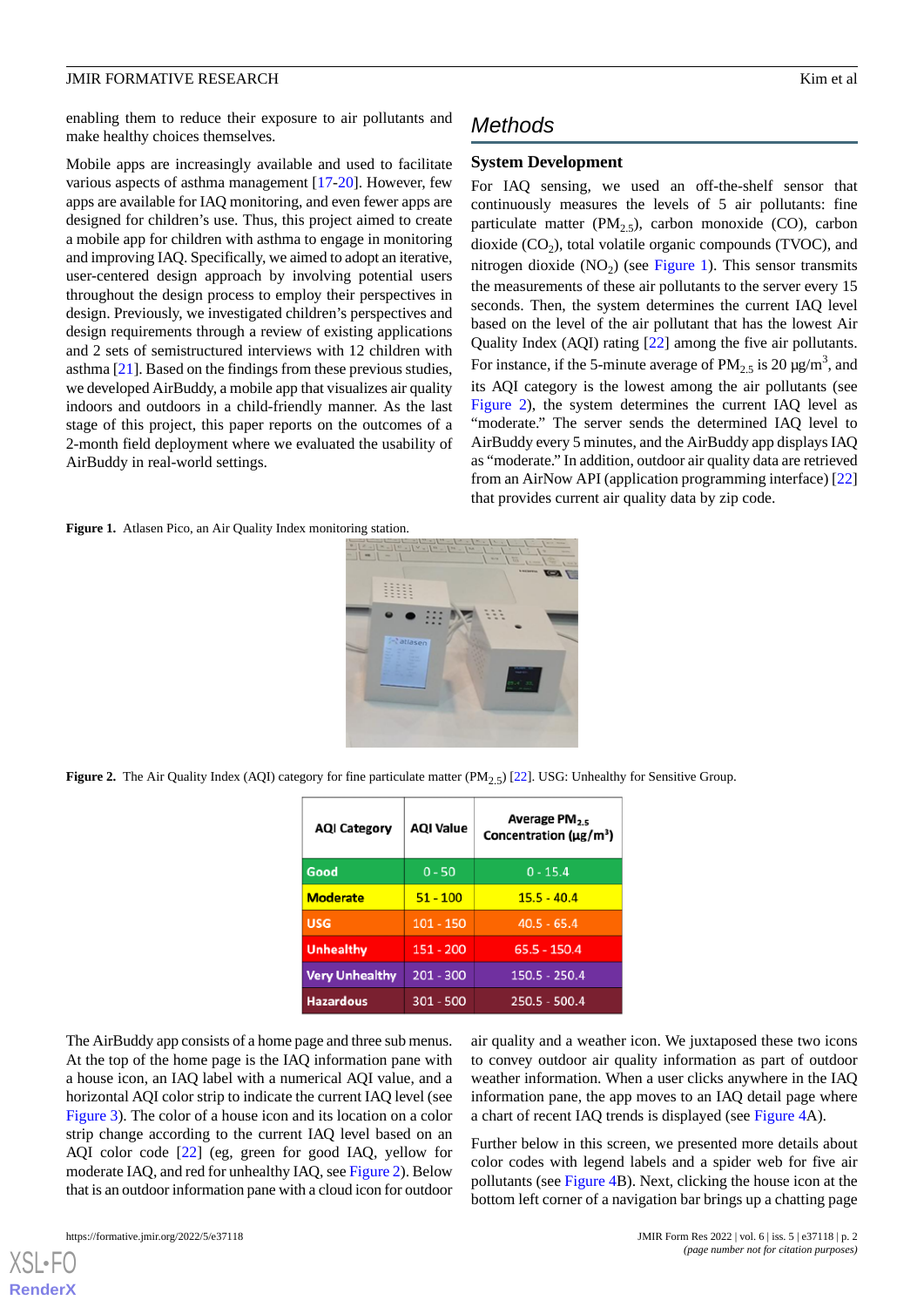enabling them to reduce their exposure to air pollutants and make healthy choices themselves.

Mobile apps are increasingly available and used to facilitate various aspects of asthma management [17-20]. However, few apps are available for IAQ monitoring, and even fewer apps are designed for children's use. Thus, this project aimed to create a mobile app for children with asthma to engage in monitoring and improving IAQ. Specifically, we aimed to adopt an iterative, user-centered design approach by involving potential users throughout the design process to employ their perspectives in design. Previously, we investigated children's perspectives and design requirements through a review of existing applications and 2 sets of semistructured interviews with 12 children with asthma [21]. Based on the findings from these previous studies, we developed AirBuddy, a mobile app that visualizes air quality indoors and outdoors in a child-friendly manner. As the last stage of this project, this paper reports on the outcomes of a 2-month field deployment where we evaluated the usability of AirBuddy in real-world settings.

## Methods

### System Development

For IAQ sensing, we used an off-the-shelf sensor that continuously measures the levels of 5 air pollutants: fine particulate matter ($PM_{2.5}$), carbon monoxide (CO), carbon dioxide ($CO_2$), total volatile organic compounds (TVOC), and nitrogen dioxide ($NO_2$) (see Figure 1). This sensor transmits the measurements of these air pollutants to the server every 15 seconds. Then, the system determines the current IAQ level based on the level of the air pollutant that has the lowest Air Quality Index (AQI) rating [22] among the five air pollutants. For instance, if the 5-minute average of $PM_{2.5}$ is 20 µg/$m^3$, and its AQI category is the lowest among the air pollutants (see Figure 2), the system determines the current IAQ level as "moderate." The server sends the determined IAQ level to AirBuddy every 5 minutes, and the AirBuddy app displays IAQ as "moderate." In addition, outdoor air quality data are retrieved from an AirNow API (application programming interface) [22] that provides current air quality data by zip code.

**Figure 1.** Atlasen Pico, an Air Quality Index monitoring station.

**Figure 2.** The Air Quality Index (AQI) category for fine particulate matter ($PM_{2.5}$) [22]. USG: Unhealthy for Sensitive Group.

| AQI Category | AQI Value | Average $PM_{2.5}$ Concentration (µg/$m^3$) |
|---|---|---|
| Good | 0 - 50 | 0 - 15.4 |
| Moderate | 51 - 100 | 15.5 - 40.4 |
| USG | 101 - 150 | 40.5 - 65.4 |
| Unhealthy | 151 - 200 | 65.5 - 150.4 |
| Very Unhealthy | 201 - 300 | 150.5 - 250.4 |
| Hazardous | 301 - 500 | 250.5 - 500.4 |

The AirBuddy app consists of a home page and three sub menus. At the top of the home page is the IAQ information pane with a house icon, an IAQ label with a numerical AQI value, and a horizontal AQI color strip to indicate the current IAQ level (see Figure 3). The color of a house icon and its location on a color strip change according to the current IAQ level based on an AQI color code [22] (eg, green for good IAQ, yellow for moderate IAQ, and red for unhealthy IAQ, see Figure 2). Below that is an outdoor information pane with a cloud icon for outdoor air quality and a weather icon. We juxtaposed these two icons to convey outdoor air quality information as part of outdoor weather information. When a user clicks anywhere in the IAQ information pane, the app moves to an IAQ detail page where a chart of recent IAQ trends is displayed (see Figure 4A).

Further below in this screen, we presented more details about color codes with legend labels and a spider web for five air pollutants (see Figure 4B). Next, clicking the house icon at the bottom left corner of a navigation bar brings up a chatting page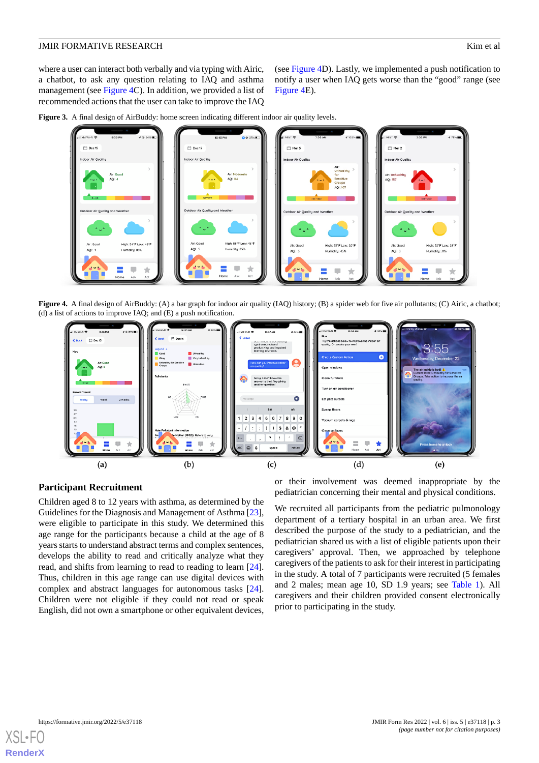where a user can interact both verbally and via typing with Airic, a chatbot, to ask any question relating to IAQ and asthma management (see Figure 4C). In addition, we provided a list of recommended actions that the user can take to improve the IAQ (see Figure 4D). Lastly, we implemented a push notification to notify a user when IAQ gets worse than the "good" range (see Figure 4E).

**Figure 3.** A final design of AirBuddy: home screen indicating different indoor air quality levels.

**Figure 4.** A final design of AirBuddy: (A) a bar graph for indoor air quality (IAQ) history; (B) a spider web for five air pollutants; (C) Airic, a chatbot; (d) a list of actions to improve IAQ; and (E) a push notification.

## Participant Recruitment

Children aged 8 to 12 years with asthma, as determined by the Guidelines for the Diagnosis and Management of Asthma [23], were eligible to participate in this study. We determined this age range for the participants because a child at the age of 8 years starts to understand abstract terms and complex sentences, develops the ability to read and critically analyze what they read, and shifts from learning to read to reading to learn [24]. Thus, children in this age range can use digital devices with complex and abstract languages for autonomous tasks [24]. Children were not eligible if they could not read or speak English, did not own a smartphone or other equivalent devices, or their involvement was deemed inappropriate by the pediatrician concerning their mental and physical conditions.

We recruited all participants from the pediatric pulmonology department of a tertiary hospital in an urban area. We first described the purpose of the study to a pediatrician, and the pediatrician shared us with a list of eligible patients upon their caregivers' approval. Then, we approached by telephone caregivers of the patients to ask for their interest in participating in the study. A total of 7 participants were recruited (5 females and 2 males; mean age 10, SD 1.9 years; see Table 1). All caregivers and their children provided consent electronically prior to participating in the study.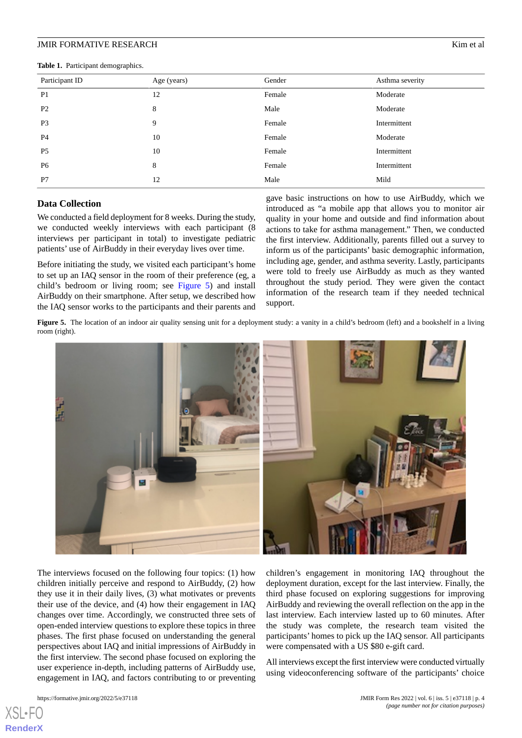**Table 1.** Participant demographics.

| Participant ID | Age (years) | Gender | Asthma severity |
|---|---|---|---|
| P1 | 12 | Female | Moderate |
| P2 | 8 | Male | Moderate |
| P3 | 9 | Female | Intermittent |
| P4 | 10 | Female | Moderate |
| P5 | 10 | Female | Intermittent |
| P6 | 8 | Female | Intermittent |
| P7 | 12 | Male | Mild |

### Data Collection

We conducted a field deployment for 8 weeks. During the study, we conducted weekly interviews with each participant (8 interviews per participant in total) to investigate pediatric patients' use of AirBuddy in their everyday lives over time.

Before initiating the study, we visited each participant's home to set up an IAQ sensor in the room of their preference (eg, a child's bedroom or living room; see Figure 5) and install AirBuddy on their smartphone. After setup, we described how the IAQ sensor works to the participants and their parents and gave basic instructions on how to use AirBuddy, which we introduced as "a mobile app that allows you to monitor air quality in your home and outside and find information about actions to take for asthma management." Then, we conducted the first interview. Additionally, parents filled out a survey to inform us of the participants' basic demographic information, including age, gender, and asthma severity. Lastly, participants were told to freely use AirBuddy as much as they wanted throughout the study period. They were given the contact information of the research team if they needed technical support.

**Figure 5.** The location of an indoor air quality sensing unit for a deployment study: a vanity in a child's bedroom (left) and a bookshelf in a living room (right).

The interviews focused on the following four topics: (1) how children initially perceive and respond to AirBuddy, (2) how they use it in their daily lives, (3) what motivates or prevents their use of the device, and (4) how their engagement in IAQ changes over time. Accordingly, we constructed three sets of open-ended interview questions to explore these topics in three phases. The first phase focused on understanding the general perspectives about IAQ and initial impressions of AirBuddy in the first interview. The second phase focused on exploring the user experience in-depth, including patterns of AirBuddy use, engagement in IAQ, and factors contributing to or preventing children's engagement in monitoring IAQ throughout the deployment duration, except for the last interview. Finally, the third phase focused on exploring suggestions for improving AirBuddy and reviewing the overall reflection on the app in the last interview. Each interview lasted up to 60 minutes. After the study was complete, the research team visited the participants' homes to pick up the IAQ sensor. All participants were compensated with a US $80 e-gift card.

All interviews except the first interview were conducted virtually using videoconferencing software of the participants' choice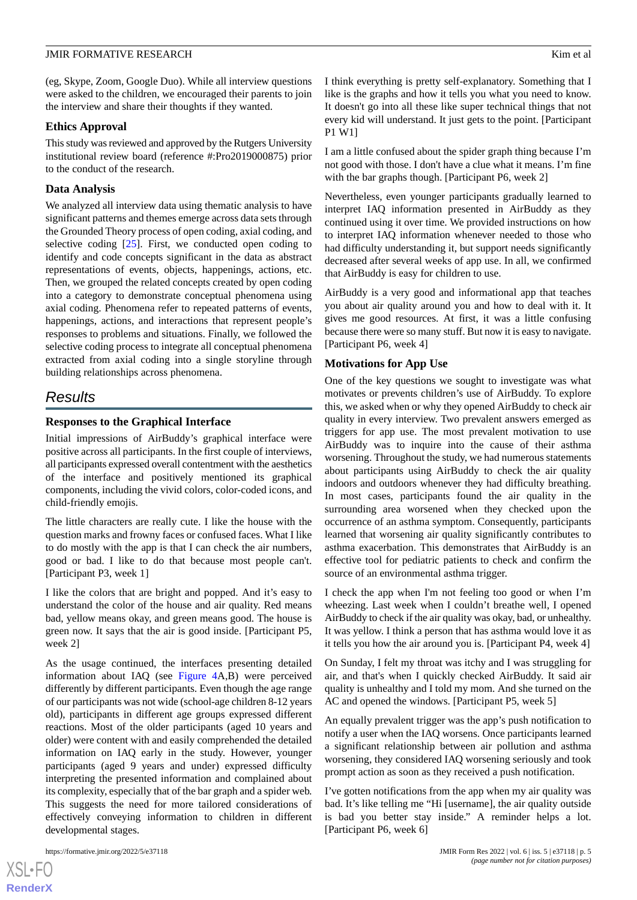(eg, Skype, Zoom, Google Duo). While all interview questions were asked to the children, we encouraged their parents to join the interview and share their thoughts if they wanted.

### Ethics Approval

This study was reviewed and approved by the Rutgers University institutional review board (reference #:Pro2019000875) prior to the conduct of the research.

### Data Analysis

We analyzed all interview data using thematic analysis to have significant patterns and themes emerge across data sets through the Grounded Theory process of open coding, axial coding, and selective coding [25]. First, we conducted open coding to identify and code concepts significant in the data as abstract representations of events, objects, happenings, actions, etc. Then, we grouped the related concepts created by open coding into a category to demonstrate conceptual phenomena using axial coding. Phenomena refer to repeated patterns of events, happenings, actions, and interactions that represent people's responses to problems and situations. Finally, we followed the selective coding process to integrate all conceptual phenomena extracted from axial coding into a single storyline through building relationships across phenomena.

## Results

### Responses to the Graphical Interface

Initial impressions of AirBuddy's graphical interface were positive across all participants. In the first couple of interviews, all participants expressed overall contentment with the aesthetics of the interface and positively mentioned its graphical components, including the vivid colors, color-coded icons, and child-friendly emojis.

> The little characters are really cute. I like the house with the question marks and frowny faces or confused faces. What I like to do mostly with the app is that I can check the air numbers, good or bad. I like to do that because most people can't. [Participant P3, week 1]

> I like the colors that are bright and popped. And it's easy to understand the color of the house and air quality. Red means bad, yellow means okay, and green means good. The house is green now. It says that the air is good inside. [Participant P5, week 2]

As the usage continued, the interfaces presenting detailed information about IAQ (see Figure 4A,B) were perceived differently by different participants. Even though the age range of our participants was not wide (school-age children 8-12 years old), participants in different age groups expressed different reactions. Most of the older participants (aged 10 years and older) were content with and easily comprehended the detailed information on IAQ early in the study. However, younger participants (aged 9 years and under) expressed difficulty interpreting the presented information and complained about its complexity, especially that of the bar graph and a spider web. This suggests the need for more tailored considerations of effectively conveying information to children in different developmental stages.

> I think everything is pretty self-explanatory. Something that I like is the graphs and how it tells you what you need to know. It doesn't go into all these like super technical things that not every kid will understand. It just gets to the point. [Participant P1 W1]

> I am a little confused about the spider graph thing because I'm not good with those. I don't have a clue what it means. I'm fine with the bar graphs though. [Participant P6, week 2]

Nevertheless, even younger participants gradually learned to interpret IAQ information presented in AirBuddy as they continued using it over time. We provided instructions on how to interpret IAQ information whenever needed to those who had difficulty understanding it, but support needs significantly decreased after several weeks of app use. In all, we confirmed that AirBuddy is easy for children to use.

> AirBuddy is a very good and informational app that teaches you about air quality around you and how to deal with it. It gives me good resources. At first, it was a little confusing because there were so many stuff. But now it is easy to navigate. [Participant P6, week 4]

### Motivations for App Use

One of the key questions we sought to investigate was what motivates or prevents children's use of AirBuddy. To explore this, we asked when or why they opened AirBuddy to check air quality in every interview. Two prevalent answers emerged as triggers for app use. The most prevalent motivation to use AirBuddy was to inquire into the cause of their asthma worsening. Throughout the study, we had numerous statements about participants using AirBuddy to check the air quality indoors and outdoors whenever they had difficulty breathing. In most cases, participants found the air quality in the surrounding area worsened when they checked upon the occurrence of an asthma symptom. Consequently, participants learned that worsening air quality significantly contributes to asthma exacerbation. This demonstrates that AirBuddy is an effective tool for pediatric patients to check and confirm the source of an environmental asthma trigger.

> I check the app when I'm not feeling too good or when I'm wheezing. Last week when I couldn't breathe well, I opened AirBuddy to check if the air quality was okay, bad, or unhealthy. It was yellow. I think a person that has asthma would love it as it tells you how the air around you is. [Participant P4, week 4]

> On Sunday, I felt my throat was itchy and I was struggling for air, and that's when I quickly checked AirBuddy. It said air quality is unhealthy and I told my mom. And she turned on the AC and opened the windows. [Participant P5, week 5]

An equally prevalent trigger was the app's push notification to notify a user when the IAQ worsens. Once participants learned a significant relationship between air pollution and asthma worsening, they considered IAQ worsening seriously and took prompt action as soon as they received a push notification.

> I've gotten notifications from the app when my air quality was bad. It's like telling me "Hi [username], the air quality outside is bad you better stay inside." A reminder helps a lot. [Participant P6, week 6]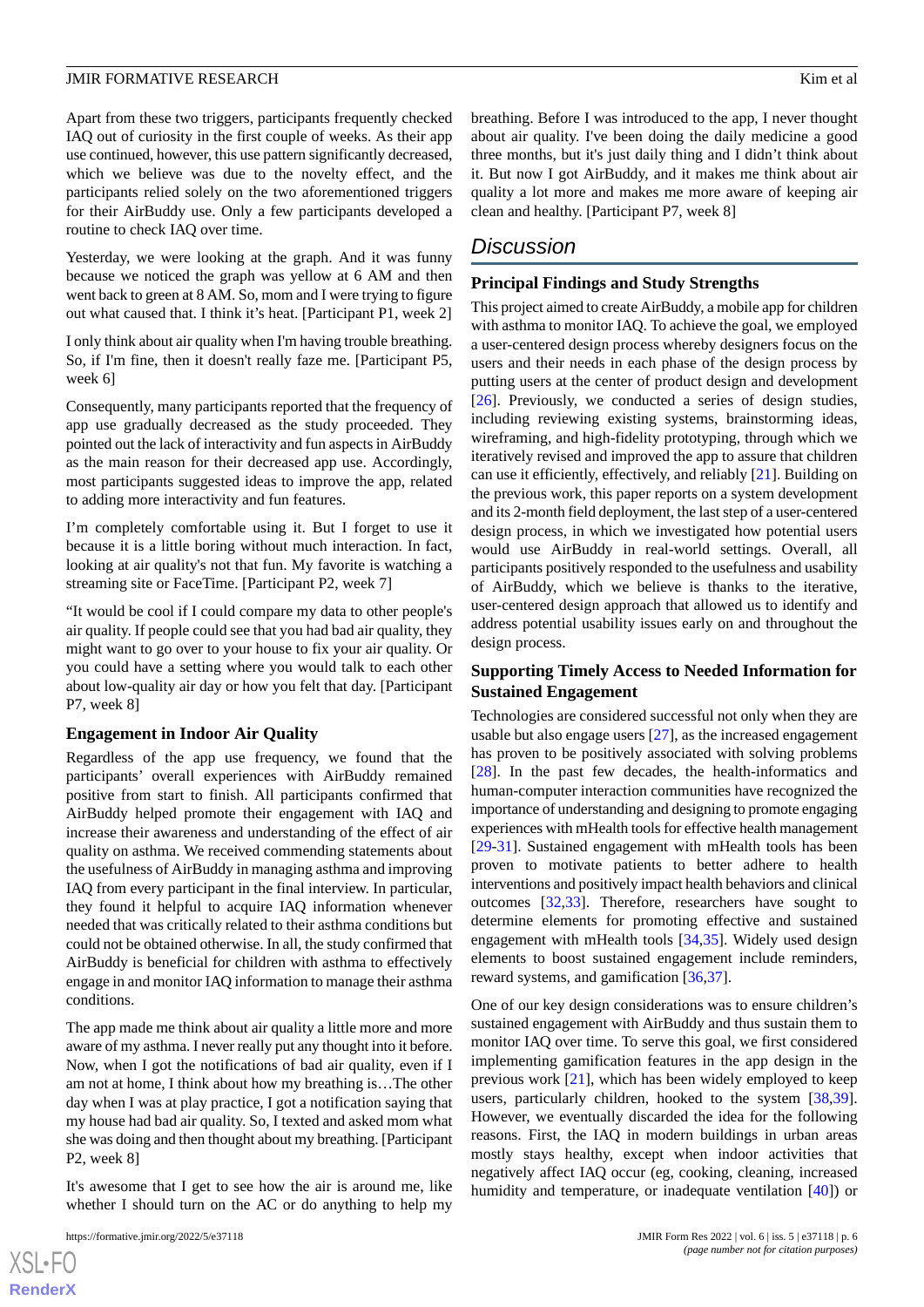Apart from these two triggers, participants frequently checked IAQ out of curiosity in the first couple of weeks. As their app use continued, however, this use pattern significantly decreased, which we believe was due to the novelty effect, and the participants relied solely on the two aforementioned triggers for their AirBuddy use. Only a few participants developed a routine to check IAQ over time.

Yesterday, we were looking at the graph. And it was funny because we noticed the graph was yellow at 6 AM and then went back to green at 8 AM. So, mom and I were trying to figure out what caused that. I think it's heat. [Participant P1, week 2]

I only think about air quality when I'm having trouble breathing. So, if I'm fine, then it doesn't really faze me. [Participant P5, week 6]

Consequently, many participants reported that the frequency of app use gradually decreased as the study proceeded. They pointed out the lack of interactivity and fun aspects in AirBuddy as the main reason for their decreased app use. Accordingly, most participants suggested ideas to improve the app, related to adding more interactivity and fun features.

I'm completely comfortable using it. But I forget to use it because it is a little boring without much interaction. In fact, looking at air quality's not that fun. My favorite is watching a streaming site or FaceTime. [Participant P2, week 7]

"It would be cool if I could compare my data to other people's air quality. If people could see that you had bad air quality, they might want to go over to your house to fix your air quality. Or you could have a setting where you would talk to each other about low-quality air day or how you felt that day. [Participant P7, week 8]

### Engagement in Indoor Air Quality

Regardless of the app use frequency, we found that the participants' overall experiences with AirBuddy remained positive from start to finish. All participants confirmed that AirBuddy helped promote their engagement with IAQ and increase their awareness and understanding of the effect of air quality on asthma. We received commending statements about the usefulness of AirBuddy in managing asthma and improving IAQ from every participant in the final interview. In particular, they found it helpful to acquire IAQ information whenever needed that was critically related to their asthma conditions but could not be obtained otherwise. In all, the study confirmed that AirBuddy is beneficial for children with asthma to effectively engage in and monitor IAQ information to manage their asthma conditions.

The app made me think about air quality a little more and more aware of my asthma. I never really put any thought into it before. Now, when I got the notifications of bad air quality, even if I am not at home, I think about how my breathing is…The other day when I was at play practice, I got a notification saying that my house had bad air quality. So, I texted and asked mom what she was doing and then thought about my breathing. [Participant P2, week 8]

It's awesome that I get to see how the air is around me, like whether I should turn on the AC or do anything to help my breathing. Before I was introduced to the app, I never thought about air quality. I've been doing the daily medicine a good three months, but it's just daily thing and I didn't think about it. But now I got AirBuddy, and it makes me think about air quality a lot more and makes me more aware of keeping air clean and healthy. [Participant P7, week 8]

## Discussion

### Principal Findings and Study Strengths

This project aimed to create AirBuddy, a mobile app for children with asthma to monitor IAQ. To achieve the goal, we employed a user-centered design process whereby designers focus on the users and their needs in each phase of the design process by putting users at the center of product design and development [26]. Previously, we conducted a series of design studies, including reviewing existing systems, brainstorming ideas, wireframing, and high-fidelity prototyping, through which we iteratively revised and improved the app to assure that children can use it efficiently, effectively, and reliably [21]. Building on the previous work, this paper reports on a system development and its 2-month field deployment, the last step of a user-centered design process, in which we investigated how potential users would use AirBuddy in real-world settings. Overall, all participants positively responded to the usefulness and usability of AirBuddy, which we believe is thanks to the iterative, user-centered design approach that allowed us to identify and address potential usability issues early on and throughout the design process.

### Supporting Timely Access to Needed Information for Sustained Engagement

Technologies are considered successful not only when they are usable but also engage users [27], as the increased engagement has proven to be positively associated with solving problems [28]. In the past few decades, the health-informatics and human-computer interaction communities have recognized the importance of understanding and designing to promote engaging experiences with mHealth tools for effective health management [29-31]. Sustained engagement with mHealth tools has been proven to motivate patients to better adhere to health interventions and positively impact health behaviors and clinical outcomes [32,33]. Therefore, researchers have sought to determine elements for promoting effective and sustained engagement with mHealth tools [34,35]. Widely used design elements to boost sustained engagement include reminders, reward systems, and gamification [36,37].

One of our key design considerations was to ensure children's sustained engagement with AirBuddy and thus sustain them to monitor IAQ over time. To serve this goal, we first considered implementing gamification features in the app design in the previous work [21], which has been widely employed to keep users, particularly children, hooked to the system [38,39]. However, we eventually discarded the idea for the following reasons. First, the IAQ in modern buildings in urban areas mostly stays healthy, except when indoor activities that negatively affect IAQ occur (eg, cooking, cleaning, increased humidity and temperature, or inadequate ventilation [40]) or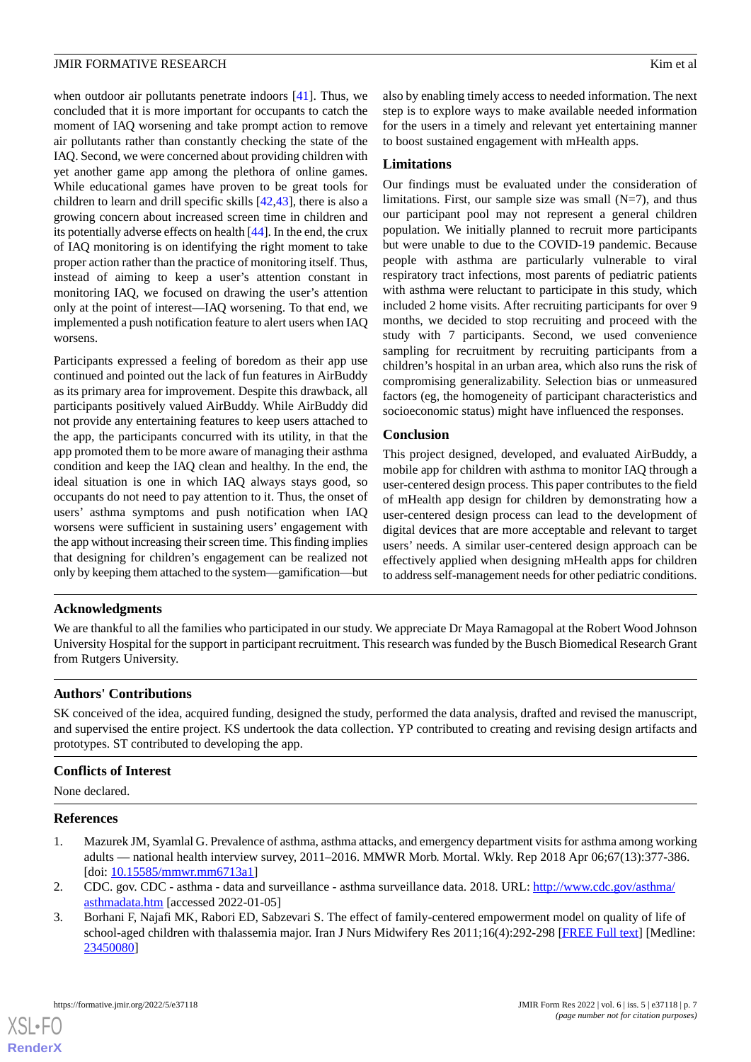when outdoor air pollutants penetrate indoors [41]. Thus, we concluded that it is more important for occupants to catch the moment of IAQ worsening and take prompt action to remove air pollutants rather than constantly checking the state of the IAQ. Second, we were concerned about providing children with yet another game app among the plethora of online games. While educational games have proven to be great tools for children to learn and drill specific skills [42,43], there is also a growing concern about increased screen time in children and its potentially adverse effects on health [44]. In the end, the crux of IAQ monitoring is on identifying the right moment to take proper action rather than the practice of monitoring itself. Thus, instead of aiming to keep a user's attention constant in monitoring IAQ, we focused on drawing the user's attention only at the point of interest—IAQ worsening. To that end, we implemented a push notification feature to alert users when IAQ worsens.

Participants expressed a feeling of boredom as their app use continued and pointed out the lack of fun features in AirBuddy as its primary area for improvement. Despite this drawback, all participants positively valued AirBuddy. While AirBuddy did not provide any entertaining features to keep users attached to the app, the participants concurred with its utility, in that the app promoted them to be more aware of managing their asthma condition and keep the IAQ clean and healthy. In the end, the ideal situation is one in which IAQ always stays good, so occupants do not need to pay attention to it. Thus, the onset of users' asthma symptoms and push notification when IAQ worsens were sufficient in sustaining users' engagement with the app without increasing their screen time. This finding implies that designing for children's engagement can be realized not only by keeping them attached to the system—gamification—but also by enabling timely access to needed information. The next step is to explore ways to make available needed information for the users in a timely and relevant yet entertaining manner to boost sustained engagement with mHealth apps.

### Limitations

Our findings must be evaluated under the consideration of limitations. First, our sample size was small (N=7), and thus our participant pool may not represent a general children population. We initially planned to recruit more participants but were unable to due to the COVID-19 pandemic. Because people with asthma are particularly vulnerable to viral respiratory tract infections, most parents of pediatric patients with asthma were reluctant to participate in this study, which included 2 home visits. After recruiting participants for over 9 months, we decided to stop recruiting and proceed with the study with 7 participants. Second, we used convenience sampling for recruitment by recruiting participants from a children's hospital in an urban area, which also runs the risk of compromising generalizability. Selection bias or unmeasured factors (eg, the homogeneity of participant characteristics and socioeconomic status) might have influenced the responses.

### Conclusion

This project designed, developed, and evaluated AirBuddy, a mobile app for children with asthma to monitor IAQ through a user-centered design process. This paper contributes to the field of mHealth app design for children by demonstrating how a user-centered design process can lead to the development of digital devices that are more acceptable and relevant to target users' needs. A similar user-centered design approach can be effectively applied when designing mHealth apps for children to address self-management needs for other pediatric conditions.

## Acknowledgments

We are thankful to all the families who participated in our study. We appreciate Dr Maya Ramagopal at the Robert Wood Johnson University Hospital for the support in participant recruitment. This research was funded by the Busch Biomedical Research Grant from Rutgers University.

## Authors' Contributions

SK conceived of the idea, acquired funding, designed the study, performed the data analysis, drafted and revised the manuscript, and supervised the entire project. KS undertook the data collection. YP contributed to creating and revising design artifacts and prototypes. ST contributed to developing the app.

## Conflicts of Interest

None declared.

## References

1. Mazurek JM, Syamlal G. Prevalence of asthma, asthma attacks, and emergency department visits for asthma among working adults — national health interview survey, 2011–2016. MMWR Morb. Mortal. Wkly. Rep 2018 Apr 06;67(13):377-386. [doi: 10.15585/mmwr.mm6713a1]
2. CDC. gov. CDC - asthma - data and surveillance - asthma surveillance data. 2018. URL: http://www.cdc.gov/asthma/asthmadata.htm [accessed 2022-01-05]
3. Borhani F, Najafi MK, Rabori ED, Sabzevari S. The effect of family-centered empowerment model on quality of life of school-aged children with thalassemia major. Iran J Nurs Midwifery Res 2011;16(4):292-298 [FREE Full text] [Medline: 23450080]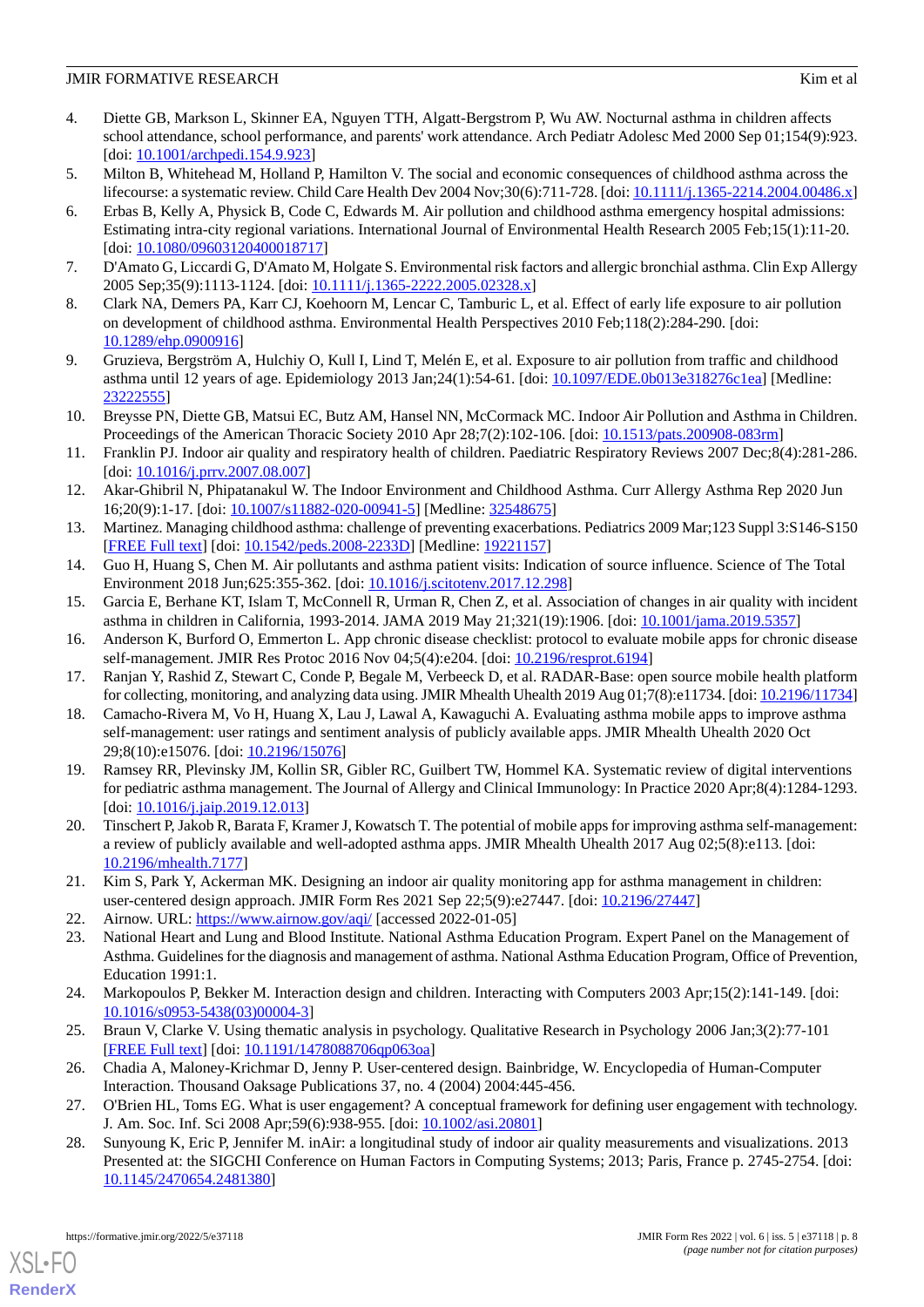4. Diette GB, Markson L, Skinner EA, Nguyen TTH, Algatt-Bergstrom P, Wu AW. Nocturnal asthma in children affects school attendance, school performance, and parents' work attendance. Arch Pediatr Adolesc Med 2000 Sep 01;154(9):923. [doi: 10.1001/archpedi.154.9.923]
5. Milton B, Whitehead M, Holland P, Hamilton V. The social and economic consequences of childhood asthma across the lifecourse: a systematic review. Child Care Health Dev 2004 Nov;30(6):711-728. [doi: 10.1111/j.1365-2214.2004.00486.x]
6. Erbas B, Kelly A, Physick B, Code C, Edwards M. Air pollution and childhood asthma emergency hospital admissions: Estimating intra-city regional variations. International Journal of Environmental Health Research 2005 Feb;15(1):11-20. [doi: 10.1080/09603120400018717]
7. D'Amato G, Liccardi G, D'Amato M, Holgate S. Environmental risk factors and allergic bronchial asthma. Clin Exp Allergy 2005 Sep;35(9):1113-1124. [doi: 10.1111/j.1365-2222.2005.02328.x]
8. Clark NA, Demers PA, Karr CJ, Koehoorn M, Lencar C, Tamburic L, et al. Effect of early life exposure to air pollution on development of childhood asthma. Environmental Health Perspectives 2010 Feb;118(2):284-290. [doi: 10.1289/ehp.0900916]
9. Gruzieva, Bergström A, Hulchiy O, Kull I, Lind T, Melén E, et al. Exposure to air pollution from traffic and childhood asthma until 12 years of age. Epidemiology 2013 Jan;24(1):54-61. [doi: 10.1097/EDE.0b013e318276c1ea] [Medline: 23222555]
10. Breysse PN, Diette GB, Matsui EC, Butz AM, Hansel NN, McCormack MC. Indoor Air Pollution and Asthma in Children. Proceedings of the American Thoracic Society 2010 Apr 28;7(2):102-106. [doi: 10.1513/pats.200908-083rm]
11. Franklin PJ. Indoor air quality and respiratory health of children. Paediatric Respiratory Reviews 2007 Dec;8(4):281-286. [doi: 10.1016/j.prrv.2007.08.007]
12. Akar-Ghibril N, Phipatanakul W. The Indoor Environment and Childhood Asthma. Curr Allergy Asthma Rep 2020 Jun 16;20(9):1-17. [doi: 10.1007/s11882-020-00941-5] [Medline: 32548675]
13. Martinez. Managing childhood asthma: challenge of preventing exacerbations. Pediatrics 2009 Mar;123 Suppl 3:S146-S150 [FREE Full text] [doi: 10.1542/peds.2008-2233D] [Medline: 19221157]
14. Guo H, Huang S, Chen M. Air pollutants and asthma patient visits: Indication of source influence. Science of The Total Environment 2018 Jun;625:355-362. [doi: 10.1016/j.scitotenv.2017.12.298]
15. Garcia E, Berhane KT, Islam T, McConnell R, Urman R, Chen Z, et al. Association of changes in air quality with incident asthma in children in California, 1993-2014. JAMA 2019 May 21;321(19):1906. [doi: 10.1001/jama.2019.5357]
16. Anderson K, Burford O, Emmerton L. App chronic disease checklist: protocol to evaluate mobile apps for chronic disease self-management. JMIR Res Protoc 2016 Nov 04;5(4):e204. [doi: 10.2196/resprot.6194]
17. Ranjan Y, Rashid Z, Stewart C, Conde P, Begale M, Verbeeck D, et al. RADAR-Base: open source mobile health platform for collecting, monitoring, and analyzing data using. JMIR Mhealth Uhealth 2019 Aug 01;7(8):e11734. [doi: 10.2196/11734]
18. Camacho-Rivera M, Vo H, Huang X, Lau J, Lawal A, Kawaguchi A. Evaluating asthma mobile apps to improve asthma self-management: user ratings and sentiment analysis of publicly available apps. JMIR Mhealth Uhealth 2020 Oct 29;8(10):e15076. [doi: 10.2196/15076]
19. Ramsey RR, Plevinsky JM, Kollin SR, Gibler RC, Guilbert TW, Hommel KA. Systematic review of digital interventions for pediatric asthma management. The Journal of Allergy and Clinical Immunology: In Practice 2020 Apr;8(4):1284-1293. [doi: 10.1016/j.jaip.2019.12.013]
20. Tinschert P, Jakob R, Barata F, Kramer J, Kowatsch T. The potential of mobile apps for improving asthma self-management: a review of publicly available and well-adopted asthma apps. JMIR Mhealth Uhealth 2017 Aug 02;5(8):e113. [doi: 10.2196/mhealth.7177]
21. Kim S, Park Y, Ackerman MK. Designing an indoor air quality monitoring app for asthma management in children: user-centered design approach. JMIR Form Res 2021 Sep 22;5(9):e27447. [doi: 10.2196/27447]
22. Airnow. URL: https://www.airnow.gov/aqi/ [accessed 2022-01-05]
23. National Heart and Lung and Blood Institute. National Asthma Education Program. Expert Panel on the Management of Asthma. Guidelines for the diagnosis and management of asthma. National Asthma Education Program, Office of Prevention, Education 1991:1.
24. Markopoulos P, Bekker M. Interaction design and children. Interacting with Computers 2003 Apr;15(2):141-149. [doi: 10.1016/s0953-5438(03)00004-3]
25. Braun V, Clarke V. Using thematic analysis in psychology. Qualitative Research in Psychology 2006 Jan;3(2):77-101 [FREE Full text] [doi: 10.1191/1478088706qp063oa]
26. Chadia A, Maloney-Krichmar D, Jenny P. User-centered design. Bainbridge, W. Encyclopedia of Human-Computer Interaction. Thousand Oaksage Publications 37, no. 4 (2004) 2004:445-456.
27. O'Brien HL, Toms EG. What is user engagement? A conceptual framework for defining user engagement with technology. J. Am. Soc. Inf. Sci 2008 Apr;59(6):938-955. [doi: 10.1002/asi.20801]
28. Sunyoung K, Eric P, Jennifer M. inAir: a longitudinal study of indoor air quality measurements and visualizations. 2013 Presented at: the SIGCHI Conference on Human Factors in Computing Systems; 2013; Paris, France p. 2745-2754. [doi: 10.1145/2470654.2481380]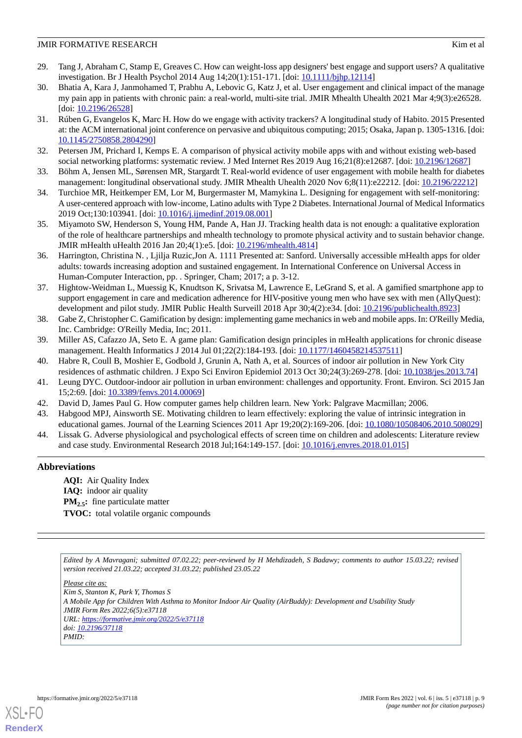29. Tang J, Abraham C, Stamp E, Greaves C. How can weight-loss app designers' best engage and support users? A qualitative investigation. Br J Health Psychol 2014 Aug 14;20(1):151-171. [doi: 10.1111/bjhp.12114]
30. Bhatia A, Kara J, Janmohamed T, Prabhu A, Lebovic G, Katz J, et al. User engagement and clinical impact of the manage my pain app in patients with chronic pain: a real-world, multi-site trial. JMIR Mhealth Uhealth 2021 Mar 4;9(3):e26528. [doi: 10.2196/26528]
31. Rúben G, Evangelos K, Marc H. How do we engage with activity trackers? A longitudinal study of Habito. 2015 Presented at: the ACM international joint conference on pervasive and ubiquitous computing; 2015; Osaka, Japan p. 1305-1316. [doi: 10.1145/2750858.2804290]
32. Petersen JM, Prichard I, Kemps E. A comparison of physical activity mobile apps with and without existing web-based social networking platforms: systematic review. J Med Internet Res 2019 Aug 16;21(8):e12687. [doi: 10.2196/12687]
33. Böhm A, Jensen ML, Sørensen MR, Stargardt T. Real-world evidence of user engagement with mobile health for diabetes management: longitudinal observational study. JMIR Mhealth Uhealth 2020 Nov 6;8(11):e22212. [doi: 10.2196/22212]
34. Turchioe MR, Heitkemper EM, Lor M, Burgermaster M, Mamykina L. Designing for engagement with self-monitoring: A user-centered approach with low-income, Latino adults with Type 2 Diabetes. International Journal of Medical Informatics 2019 Oct;130:103941. [doi: 10.1016/j.ijmedinf.2019.08.001]
35. Miyamoto SW, Henderson S, Young HM, Pande A, Han JJ. Tracking health data is not enough: a qualitative exploration of the role of healthcare partnerships and mhealth technology to promote physical activity and to sustain behavior change. JMIR mHealth uHealth 2016 Jan 20;4(1):e5. [doi: 10.2196/mhealth.4814]
36. Harrington, Christina N. , Ljilja Ruzic,Jon A. 1111 Presented at: Sanford. Universally accessible mHealth apps for older adults: towards increasing adoption and sustained engagement. In International Conference on Universal Access in Human-Computer Interaction, pp. . Springer, Cham; 2017; a p. 3-12.
37. Hightow-Weidman L, Muessig K, Knudtson K, Srivatsa M, Lawrence E, LeGrand S, et al. A gamified smartphone app to support engagement in care and medication adherence for HIV-positive young men who have sex with men (AllyQuest): development and pilot study. JMIR Public Health Surveill 2018 Apr 30;4(2):e34. [doi: 10.2196/publichealth.8923]
38. Gabe Z, Christopher C. Gamification by design: implementing game mechanics in web and mobile apps. In: O'Reilly Media, Inc. Cambridge: O'Reilly Media, Inc; 2011.
39. Miller AS, Cafazzo JA, Seto E. A game plan: Gamification design principles in mHealth applications for chronic disease management. Health Informatics J 2014 Jul 01;22(2):184-193. [doi: 10.1177/1460458214537511]
40. Habre R, Coull B, Moshier E, Godbold J, Grunin A, Nath A, et al. Sources of indoor air pollution in New York City residences of asthmatic children. J Expo Sci Environ Epidemiol 2013 Oct 30;24(3):269-278. [doi: 10.1038/jes.2013.74]
41. Leung DYC. Outdoor-indoor air pollution in urban environment: challenges and opportunity. Front. Environ. Sci 2015 Jan 15;2:69. [doi: 10.3389/fenvs.2014.00069]
42. David D, James Paul G. How computer games help children learn. New York: Palgrave Macmillan; 2006.
43. Habgood MPJ, Ainsworth SE. Motivating children to learn effectively: exploring the value of intrinsic integration in educational games. Journal of the Learning Sciences 2011 Apr 19;20(2):169-206. [doi: 10.1080/10508406.2010.508029]
44. Lissak G. Adverse physiological and psychological effects of screen time on children and adolescents: Literature review and case study. Environmental Research 2018 Jul;164:149-157. [doi: 10.1016/j.envres.2018.01.015]

## Abbreviations

**AQI:** Air Quality Index
**IAQ:** indoor air quality
**$PM_{2.5}$:** fine particulate matter
**TVOC:** total volatile organic compounds

*Edited by A Mavragani; submitted 07.02.22; peer-reviewed by H Mehdizadeh, S Badawy; comments to author 15.03.22; revised version received 21.03.22; accepted 31.03.22; published 23.05.22*

*Please cite as:*
*Kim S, Stanton K, Park Y, Thomas S*
*A Mobile App for Children With Asthma to Monitor Indoor Air Quality (AirBuddy): Development and Usability Study*
*JMIR Form Res 2022;6(5):e37118*
*URL: https://formative.jmir.org/2022/5/e37118*
*doi: 10.2196/37118*
*PMID:*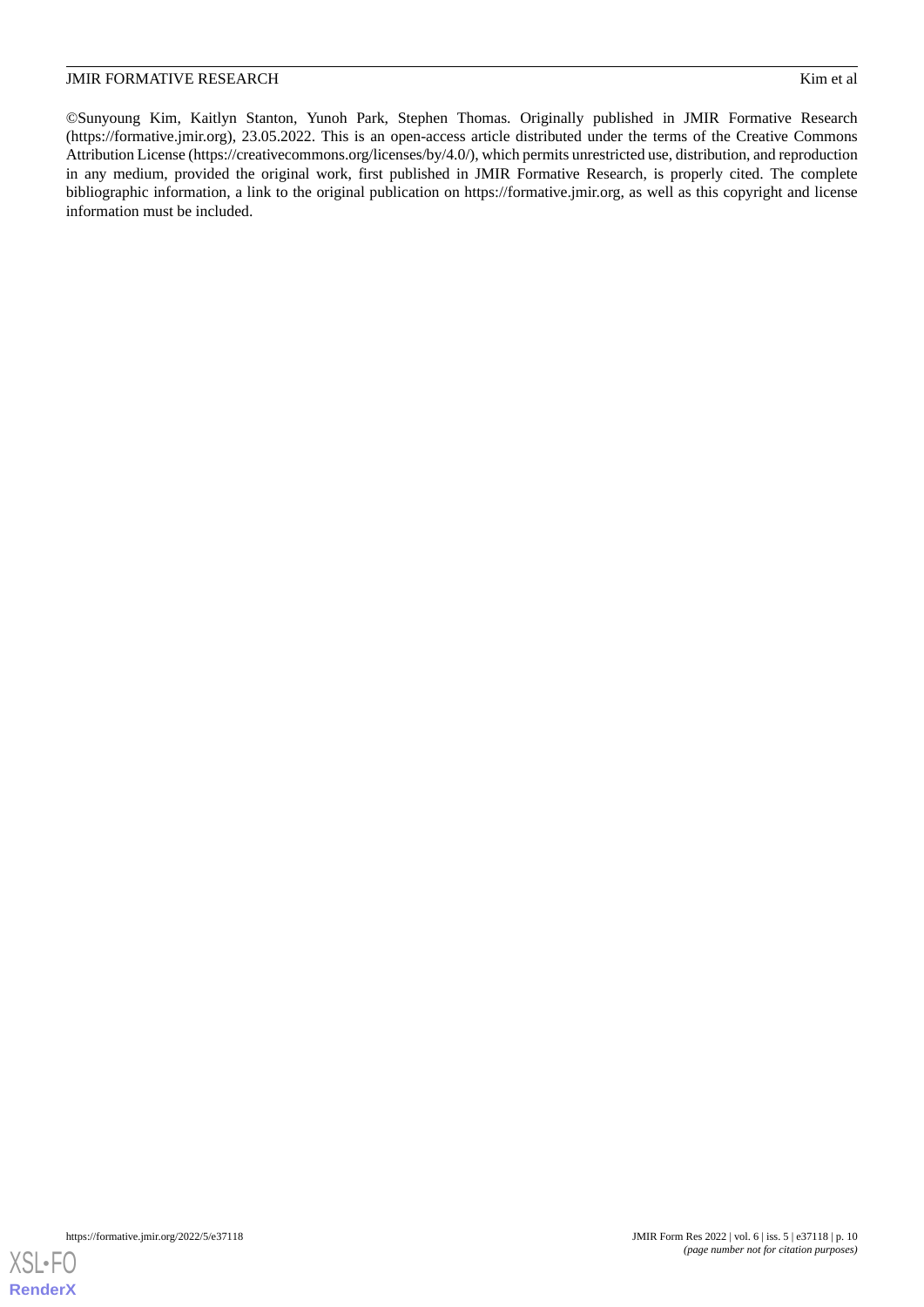©Sunyoung Kim, Kaitlyn Stanton, Yunoh Park, Stephen Thomas. Originally published in JMIR Formative Research (https://formative.jmir.org), 23.05.2022. This is an open-access article distributed under the terms of the Creative Commons Attribution License (https://creativecommons.org/licenses/by/4.0/), which permits unrestricted use, distribution, and reproduction in any medium, provided the original work, first published in JMIR Formative Research, is properly cited. The complete bibliographic information, a link to the original publication on https://formative.jmir.org, as well as this copyright and license information must be included.